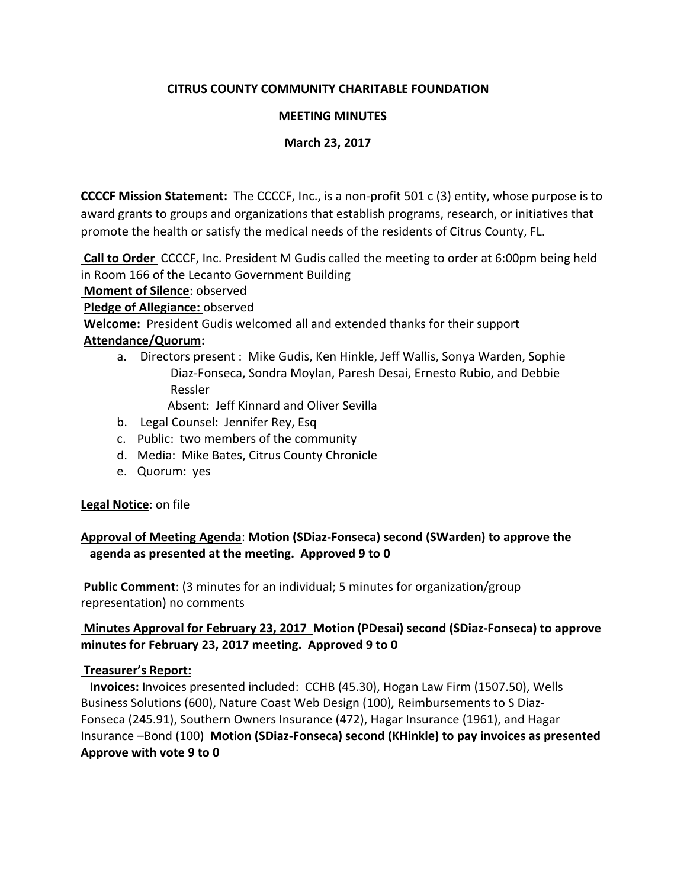**CITRUS COUNTY COMMUNITY CHARITABLE FOUNDATION**

**MEETING MINUTES**

**March 23, 2017**

**CCCCF Mission Statement:** The CCCCF, Inc., is a non-profit 501 c (3) entity, whose purpose is to award grants to groups and organizations that establish programs, research, or initiatives that promote the health or satisfy the medical needs of the residents of Citrus County, FL.

**Call to Order** CCCCF, Inc. President M Gudis called the meeting to order at 6:00pm being held in Room 166 of the Lecanto Government Building

**Moment of Silence**: observed

**Pledge of Allegiance:** observed

**Welcome:** President Gudis welcomed all and extended thanks for their support

**Attendance/Quorum:**

a. Directors present : Mike Gudis, Ken Hinkle, Jeff Wallis, Sonya Warden, Sophie Diaz-Fonseca, Sondra Moylan, Paresh Desai, Ernesto Rubio, and Debbie Ressler
   Absent: Jeff Kinnard and Oliver Sevilla
b. Legal Counsel: Jennifer Rey, Esq
c. Public: two members of the community
d. Media: Mike Bates, Citrus County Chronicle
e. Quorum: yes

**Legal Notice**: on file

**Approval of Meeting Agenda**: **Motion (SDiaz-Fonseca) second (SWarden) to approve the agenda as presented at the meeting. Approved 9 to 0**

**Public Comment**: (3 minutes for an individual; 5 minutes for organization/group representation) no comments

**Minutes Approval for February 23, 2017 Motion (PDesai) second (SDiaz-Fonseca) to approve minutes for February 23, 2017 meeting. Approved 9 to 0**

**Treasurer's Report:**

**Invoices:** Invoices presented included: CCHB (45.30), Hogan Law Firm (1507.50), Wells Business Solutions (600), Nature Coast Web Design (100), Reimbursements to S Diaz-Fonseca (245.91), Southern Owners Insurance (472), Hagar Insurance (1961), and Hagar Insurance –Bond (100) **Motion (SDiaz-Fonseca) second (KHinkle) to pay invoices as presented Approve with vote 9 to 0**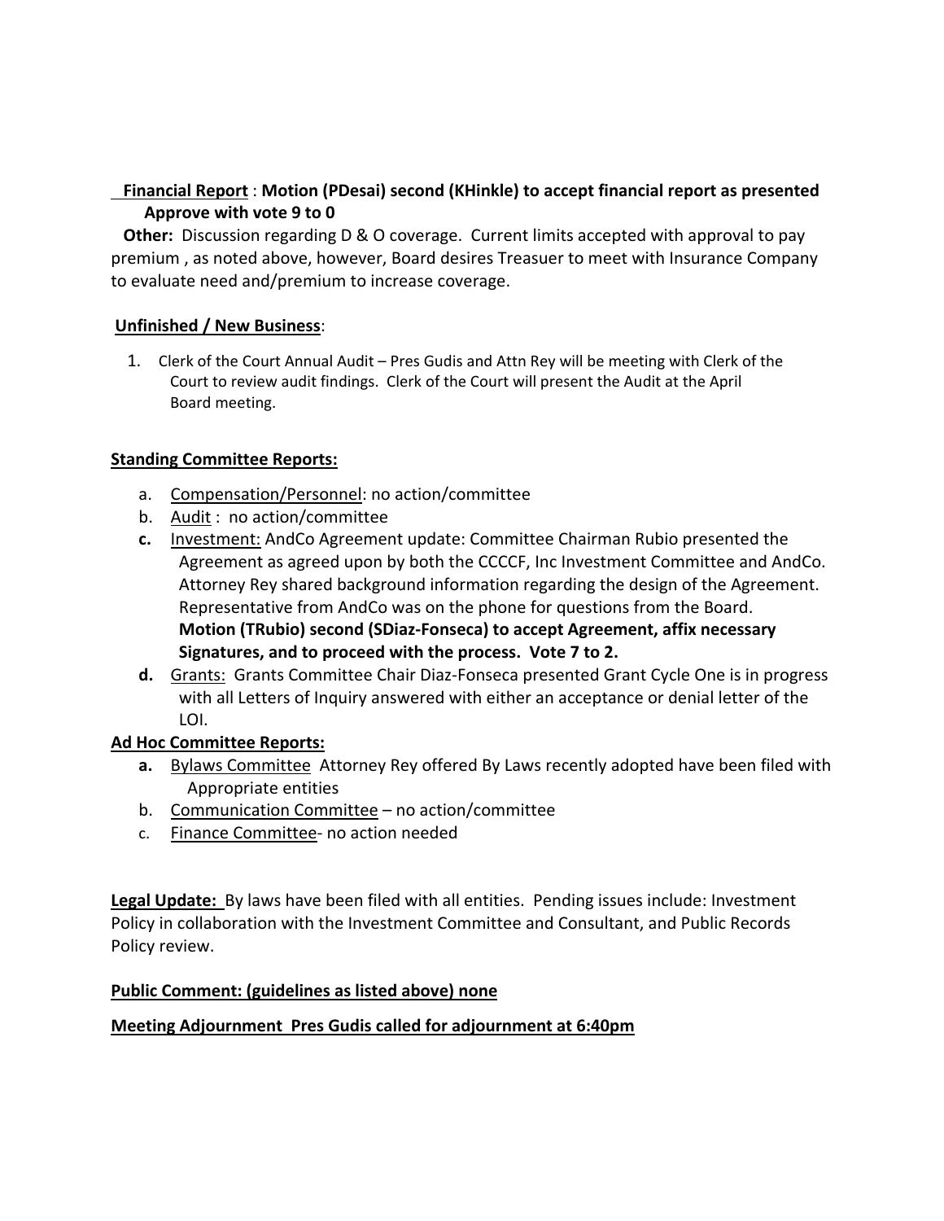**<u>Financial Report</u> : Motion (PDesai) second (KHinkle) to accept financial report as presented Approve with vote 9 to 0**

**Other:** Discussion regarding D & O coverage. Current limits accepted with approval to pay premium , as noted above, however, Board desires Treasuer to meet with Insurance Company to evaluate need and/premium to increase coverage.

**<u>Unfinished / New Business</u>**:

1. Clerk of the Court Annual Audit – Pres Gudis and Attn Rey will be meeting with Clerk of the Court to review audit findings. Clerk of the Court will present the Audit at the April Board meeting.

**<u>Standing Committee Reports:</u>**

a. <u>Compensation/Personnel</u>: no action/committee
b. <u>Audit</u> : no action/committee
c. <u>Investment:</u> AndCo Agreement update: Committee Chairman Rubio presented the Agreement as agreed upon by both the CCCCF, Inc Investment Committee and AndCo. Attorney Rey shared background information regarding the design of the Agreement. Representative from AndCo was on the phone for questions from the Board. **Motion (TRubio) second (SDiaz-Fonseca) to accept Agreement, affix necessary Signatures, and to proceed with the process. Vote 7 to 2.**
d. <u>Grants:</u> Grants Committee Chair Diaz-Fonseca presented Grant Cycle One is in progress with all Letters of Inquiry answered with either an acceptance or denial letter of the LOI.

**<u>Ad Hoc Committee Reports:</u>**

a. <u>Bylaws Committee</u> Attorney Rey offered By Laws recently adopted have been filed with Appropriate entities
b. <u>Communication Committee</u> – no action/committee
c. <u>Finance Committee</u>- no action needed

**<u>Legal Update:</u>** By laws have been filed with all entities. Pending issues include: Investment Policy in collaboration with the Investment Committee and Consultant, and Public Records Policy review.

**<u>Public Comment: (guidelines as listed above) none</u>**

**<u>Meeting Adjournment Pres Gudis called for adjournment at 6:40pm</u>**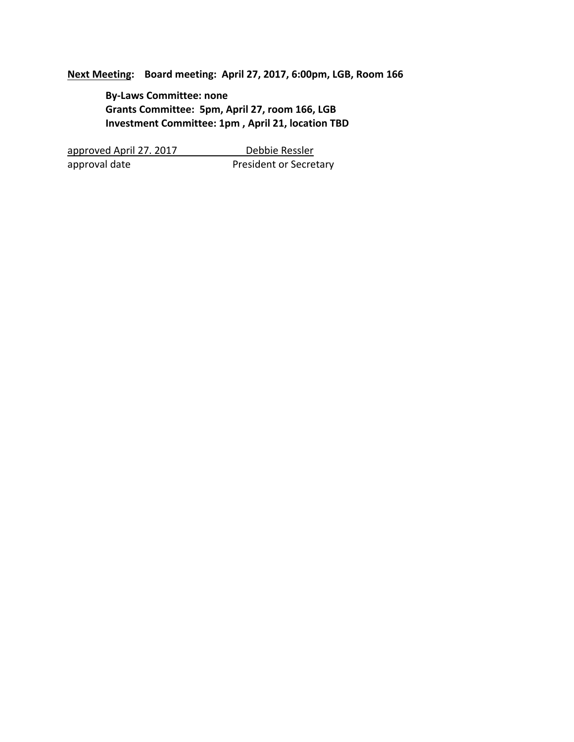**<u>Next Meeting</u>: Board meeting: April 27, 2017, 6:00pm, LGB, Room 166**

**By-Laws Committee: none**
**Grants Committee: 5pm, April 27, room 166, LGB**
**Investment Committee: 1pm , April 21, location TBD**

| | |
|---|---|
| <u>approved April 27. 2017</u> | <u>Debbie Ressler</u> |
| approval date | President or Secretary |